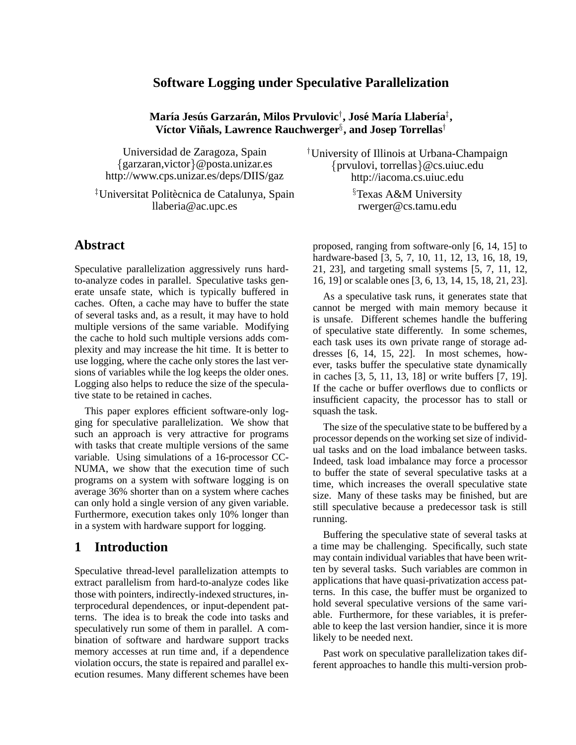# Software Logging under Speculative Parallelization

**María Jesús Garzarán, Milos Prvulovic[†], José María Llabería[‡], Víctor Viñals, Lawrence Rauchwerger[§], and Josep Torrellas[†]**

Universidad de Zaragoza, Spain
{garzaran,victor}@posta.unizar.es
http://www.cps.unizar.es/deps/DIIS/gaz

[†]University of Illinois at Urbana-Champaign
{prvulovi, torrellas}@cs.uiuc.edu
http://iacoma.cs.uiuc.edu

[‡]Universitat Politècnica de Catalunya, Spain
llaberia@ac.upc.es

[§]Texas A&M University
rwerger@cs.tamu.edu

## Abstract

Speculative parallelization aggressively runs hard-to-analyze codes in parallel. Speculative tasks generate unsafe state, which is typically buffered in caches. Often, a cache may have to buffer the state of several tasks and, as a result, it may have to hold multiple versions of the same variable. Modifying the cache to hold such multiple versions adds complexity and may increase the hit time. It is better to use logging, where the cache only stores the last versions of variables while the log keeps the older ones. Logging also helps to reduce the size of the speculative state to be retained in caches.

This paper explores efficient software-only logging for speculative parallelization. We show that such an approach is very attractive for programs with tasks that create multiple versions of the same variable. Using simulations of a 16-processor CC-NUMA, we show that the execution time of such programs on a system with software logging is on average 36% shorter than on a system where caches can only hold a single version of any given variable. Furthermore, execution takes only 10% longer than in a system with hardware support for logging.

## 1 Introduction

Speculative thread-level parallelization attempts to extract parallelism from hard-to-analyze codes like those with pointers, indirectly-indexed structures, interprocedural dependences, or input-dependent patterns. The idea is to break the code into tasks and speculatively run some of them in parallel. A combination of software and hardware support tracks memory accesses at run time and, if a dependence violation occurs, the state is repaired and parallel execution resumes. Many different schemes have been proposed, ranging from software-only [6, 14, 15] to hardware-based [3, 5, 7, 10, 11, 12, 13, 16, 18, 19, 21, 23], and targeting small systems [5, 7, 11, 12, 16, 19] or scalable ones [3, 6, 13, 14, 15, 18, 21, 23].

As a speculative task runs, it generates state that cannot be merged with main memory because it is unsafe. Different schemes handle the buffering of speculative state differently. In some schemes, each task uses its own private range of storage addresses [6, 14, 15, 22]. In most schemes, however, tasks buffer the speculative state dynamically in caches [3, 5, 11, 13, 18] or write buffers [7, 19]. If the cache or buffer overflows due to conflicts or insufficient capacity, the processor has to stall or squash the task.

The size of the speculative state to be buffered by a processor depends on the working set size of individual tasks and on the load imbalance between tasks. Indeed, task load imbalance may force a processor to buffer the state of several speculative tasks at a time, which increases the overall speculative state size. Many of these tasks may be finished, but are still speculative because a predecessor task is still running.

Buffering the speculative state of several tasks at a time may be challenging. Specifically, such state may contain individual variables that have been written by several tasks. Such variables are common in applications that have quasi-privatization access patterns. In this case, the buffer must be organized to hold several speculative versions of the same variable. Furthermore, for these variables, it is preferable to keep the last version handier, since it is more likely to be needed next.

Past work on speculative parallelization takes different approaches to handle this multi-version prob-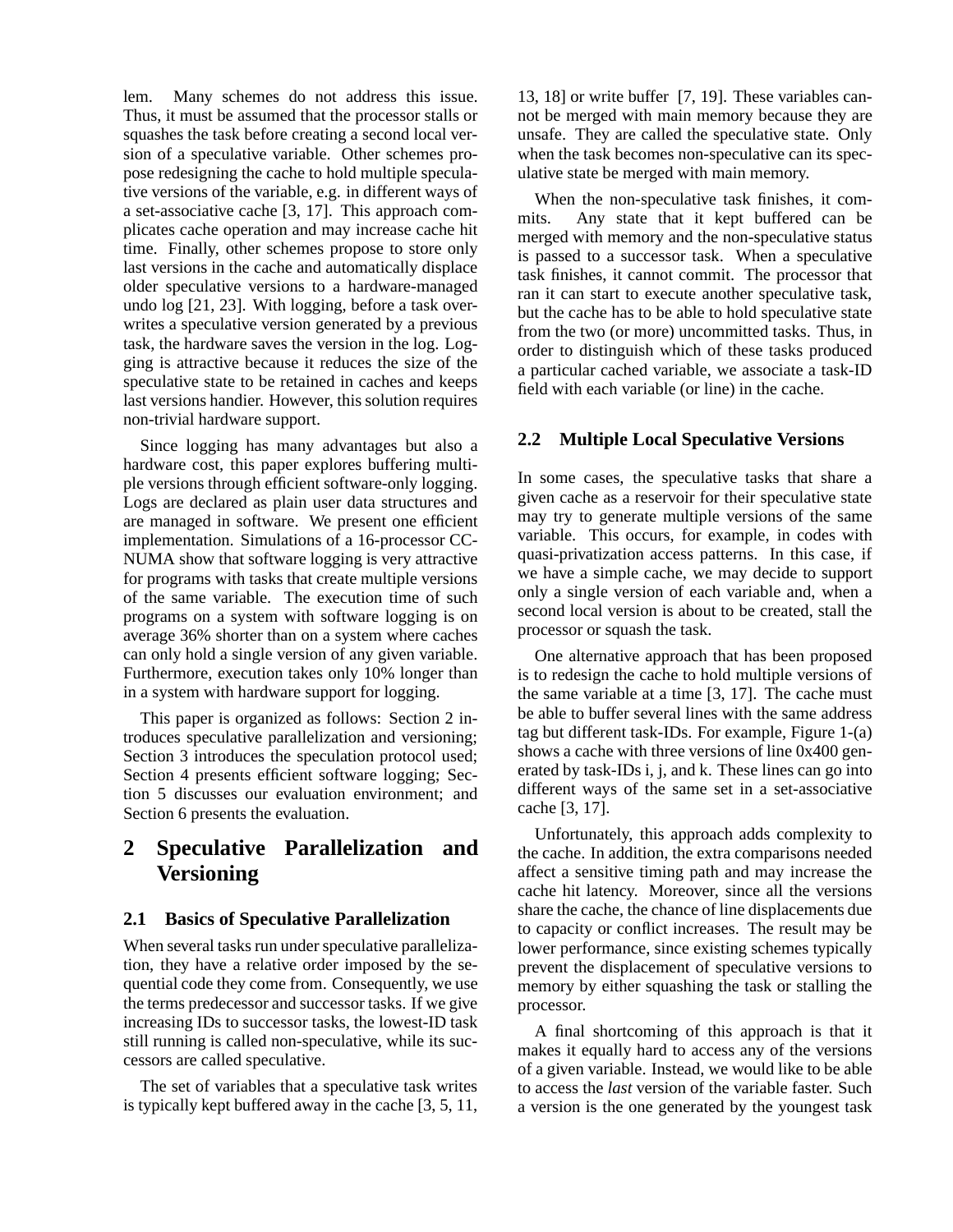lem. Many schemes do not address this issue. Thus, it must be assumed that the processor stalls or squashes the task before creating a second local version of a speculative variable. Other schemes propose redesigning the cache to hold multiple speculative versions of the variable, e.g. in different ways of a set-associative cache [3, 17]. This approach complicates cache operation and may increase cache hit time. Finally, other schemes propose to store only last versions in the cache and automatically displace older speculative versions to a hardware-managed undo log [21, 23]. With logging, before a task overwrites a speculative version generated by a previous task, the hardware saves the version in the log. Logging is attractive because it reduces the size of the speculative state to be retained in caches and keeps last versions handier. However, this solution requires non-trivial hardware support.

Since logging has many advantages but also a hardware cost, this paper explores buffering multiple versions through efficient software-only logging. Logs are declared as plain user data structures and are managed in software. We present one efficient implementation. Simulations of a 16-processor CC-NUMA show that software logging is very attractive for programs with tasks that create multiple versions of the same variable. The execution time of such programs on a system with software logging is on average 36% shorter than on a system where caches can only hold a single version of any given variable. Furthermore, execution takes only 10% longer than in a system with hardware support for logging.

This paper is organized as follows: Section 2 introduces speculative parallelization and versioning; Section 3 introduces the speculation protocol used; Section 4 presents efficient software logging; Section 5 discusses our evaluation environment; and Section 6 presents the evaluation.

# 2 Speculative Parallelization and Versioning

## 2.1 Basics of Speculative Parallelization

When several tasks run under speculative parallelization, they have a relative order imposed by the sequential code they come from. Consequently, we use the terms predecessor and successor tasks. If we give increasing IDs to successor tasks, the lowest-ID task still running is called non-speculative, while its successors are called speculative.

The set of variables that a speculative task writes is typically kept buffered away in the cache [3, 5, 11, 13, 18] or write buffer [7, 19]. These variables cannot be merged with main memory because they are unsafe. They are called the speculative state. Only when the task becomes non-speculative can its speculative state be merged with main memory.

When the non-speculative task finishes, it commits. Any state that it kept buffered can be merged with memory and the non-speculative status is passed to a successor task. When a speculative task finishes, it cannot commit. The processor that ran it can start to execute another speculative task, but the cache has to be able to hold speculative state from the two (or more) uncommitted tasks. Thus, in order to distinguish which of these tasks produced a particular cached variable, we associate a task-ID field with each variable (or line) in the cache.

## 2.2 Multiple Local Speculative Versions

In some cases, the speculative tasks that share a given cache as a reservoir for their speculative state may try to generate multiple versions of the same variable. This occurs, for example, in codes with quasi-privatization access patterns. In this case, if we have a simple cache, we may decide to support only a single version of each variable and, when a second local version is about to be created, stall the processor or squash the task.

One alternative approach that has been proposed is to redesign the cache to hold multiple versions of the same variable at a time [3, 17]. The cache must be able to buffer several lines with the same address tag but different task-IDs. For example, Figure 1-(a) shows a cache with three versions of line 0x400 generated by task-IDs i, j, and k. These lines can go into different ways of the same set in a set-associative cache [3, 17].

Unfortunately, this approach adds complexity to the cache. In addition, the extra comparisons needed affect a sensitive timing path and may increase the cache hit latency. Moreover, since all the versions share the cache, the chance of line displacements due to capacity or conflict increases. The result may be lower performance, since existing schemes typically prevent the displacement of speculative versions to memory by either squashing the task or stalling the processor.

A final shortcoming of this approach is that it makes it equally hard to access any of the versions of a given variable. Instead, we would like to be able to access the *last* version of the variable faster. Such a version is the one generated by the youngest task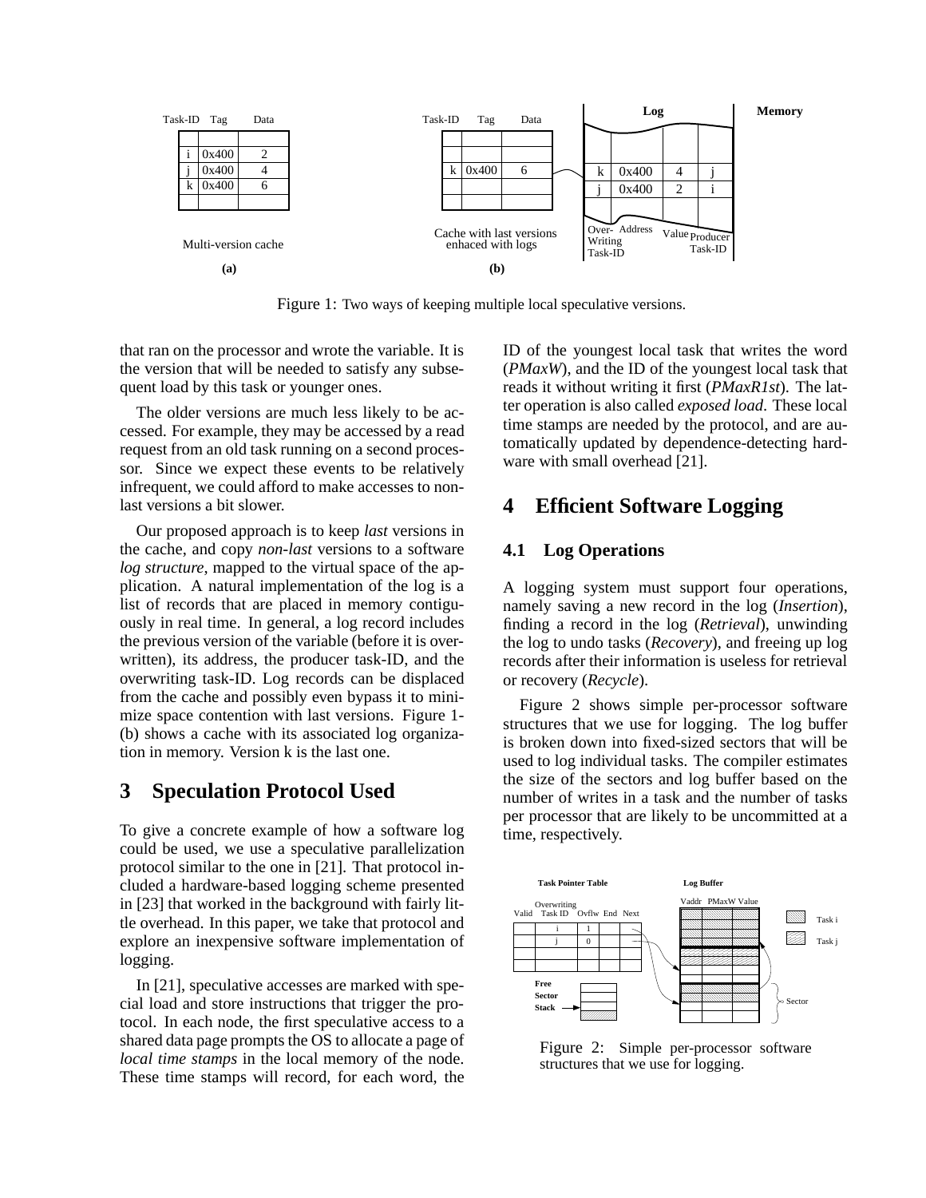Figure 1: Two ways of keeping multiple local speculative versions.

that ran on the processor and wrote the variable. It is the version that will be needed to satisfy any subsequent load by this task or younger ones.

The older versions are much less likely to be accessed. For example, they may be accessed by a read request from an old task running on a second processor. Since we expect these events to be relatively infrequent, we could afford to make accesses to non-last versions a bit slower.

Our proposed approach is to keep *last* versions in the cache, and copy *non-last* versions to a software *log structure*, mapped to the virtual space of the application. A natural implementation of the log is a list of records that are placed in memory contiguously in real time. In general, a log record includes the previous version of the variable (before it is overwritten), its address, the producer task-ID, and the overwriting task-ID. Log records can be displaced from the cache and possibly even bypass it to minimize space contention with last versions. Figure 1-(b) shows a cache with its associated log organization in memory. Version k is the last one.

# 3 Speculation Protocol Used

To give a concrete example of how a software log could be used, we use a speculative parallelization protocol similar to the one in [21]. That protocol included a hardware-based logging scheme presented in [23] that worked in the background with fairly little overhead. In this paper, we take that protocol and explore an inexpensive software implementation of logging.

In [21], speculative accesses are marked with special load and store instructions that trigger the protocol. In each node, the first speculative access to a shared data page prompts the OS to allocate a page of *local time stamps* in the local memory of the node. These time stamps will record, for each word, the ID of the youngest local task that writes the word (*PMaxW*), and the ID of the youngest local task that reads it without writing it first (*PMaxR1st*). The latter operation is also called *exposed load*. These local time stamps are needed by the protocol, and are automatically updated by dependence-detecting hardware with small overhead [21].

# 4 Efficient Software Logging

## 4.1 Log Operations

A logging system must support four operations, namely saving a new record in the log (*Insertion*), finding a record in the log (*Retrieval*), unwinding the log to undo tasks (*Recovery*), and freeing up log records after their information is useless for retrieval or recovery (*Recycle*).

Figure 2 shows simple per-processor software structures that we use for logging. The log buffer is broken down into fixed-sized sectors that will be used to log individual tasks. The compiler estimates the size of the sectors and log buffer based on the number of writes in a task and the number of tasks per processor that are likely to be uncommitted at a time, respectively.

Figure 2: Simple per-processor software structures that we use for logging.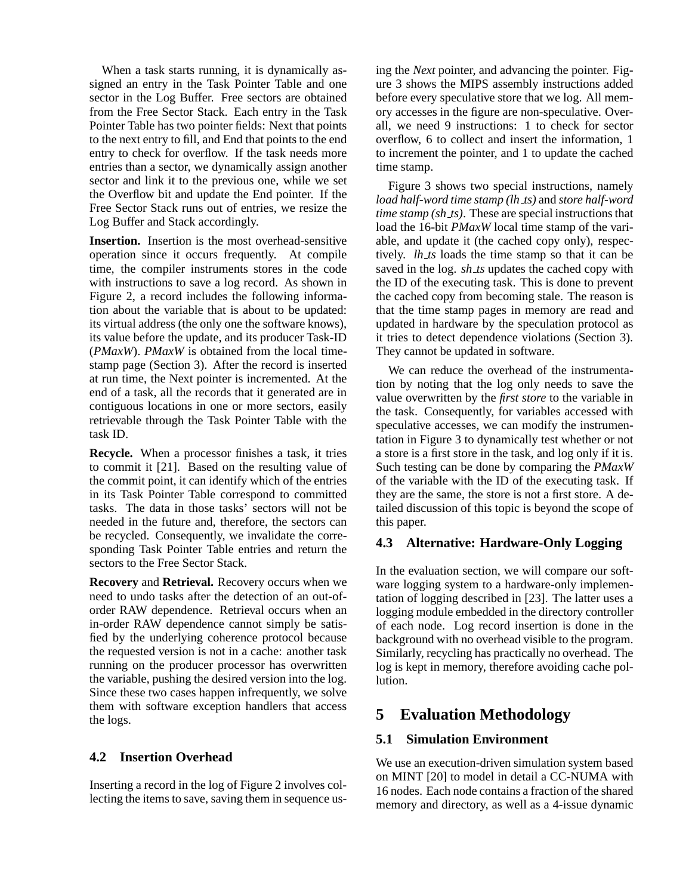When a task starts running, it is dynamically assigned an entry in the Task Pointer Table and one sector in the Log Buffer. Free sectors are obtained from the Free Sector Stack. Each entry in the Task Pointer Table has two pointer fields: Next that points to the next entry to fill, and End that points to the end entry to check for overflow. If the task needs more entries than a sector, we dynamically assign another sector and link it to the previous one, while we set the Overflow bit and update the End pointer. If the Free Sector Stack runs out of entries, we resize the Log Buffer and Stack accordingly.

**Insertion.** Insertion is the most overhead-sensitive operation since it occurs frequently. At compile time, the compiler instruments stores in the code with instructions to save a log record. As shown in Figure 2, a record includes the following information about the variable that is about to be updated: its virtual address (the only one the software knows), its value before the update, and its producer Task-ID (*PMaxW*). *PMaxW* is obtained from the local timestamp page (Section 3). After the record is inserted at run time, the Next pointer is incremented. At the end of a task, all the records that it generated are in contiguous locations in one or more sectors, easily retrievable through the Task Pointer Table with the task ID.

**Recycle.** When a processor finishes a task, it tries to commit it [21]. Based on the resulting value of the commit point, it can identify which of the entries in its Task Pointer Table correspond to committed tasks. The data in those tasks' sectors will not be needed in the future and, therefore, the sectors can be recycled. Consequently, we invalidate the corresponding Task Pointer Table entries and return the sectors to the Free Sector Stack.

**Recovery** and **Retrieval.** Recovery occurs when we need to undo tasks after the detection of an out-of-order RAW dependence. Retrieval occurs when an in-order RAW dependence cannot simply be satisfied by the underlying coherence protocol because the requested version is not in a cache: another task running on the producer processor has overwritten the variable, pushing the desired version into the log. Since these two cases happen infrequently, we solve them with software exception handlers that access the logs.

### 4.2 Insertion Overhead

Inserting a record in the log of Figure 2 involves collecting the items to save, saving them in sequence using the *Next* pointer, and advancing the pointer. Figure 3 shows the MIPS assembly instructions added before every speculative store that we log. All memory accesses in the figure are non-speculative. Overall, we need 9 instructions: 1 to check for sector overflow, 6 to collect and insert the information, 1 to increment the pointer, and 1 to update the cached time stamp.

Figure 3 shows two special instructions, namely *load half-word time stamp (lh_ts)* and *store half-word time stamp (sh_ts)*. These are special instructions that load the 16-bit *PMaxW* local time stamp of the variable, and update it (the cached copy only), respectively. *lh_ts* loads the time stamp so that it can be saved in the log. *sh_ts* updates the cached copy with the ID of the executing task. This is done to prevent the cached copy from becoming stale. The reason is that the time stamp pages in memory are read and updated in hardware by the speculation protocol as it tries to detect dependence violations (Section 3). They cannot be updated in software.

We can reduce the overhead of the instrumentation by noting that the log only needs to save the value overwritten by the *first store* to the variable in the task. Consequently, for variables accessed with speculative accesses, we can modify the instrumentation in Figure 3 to dynamically test whether or not a store is a first store in the task, and log only if it is. Such testing can be done by comparing the *PMaxW* of the variable with the ID of the executing task. If they are the same, the store is not a first store. A detailed discussion of this topic is beyond the scope of this paper.

### 4.3 Alternative: Hardware-Only Logging

In the evaluation section, we will compare our software logging system to a hardware-only implementation of logging described in [23]. The latter uses a logging module embedded in the directory controller of each node. Log record insertion is done in the background with no overhead visible to the program. Similarly, recycling has practically no overhead. The log is kept in memory, therefore avoiding cache pollution.

## 5 Evaluation Methodology

### 5.1 Simulation Environment

We use an execution-driven simulation system based on MINT [20] to model in detail a CC-NUMA with 16 nodes. Each node contains a fraction of the shared memory and directory, as well as a 4-issue dynamic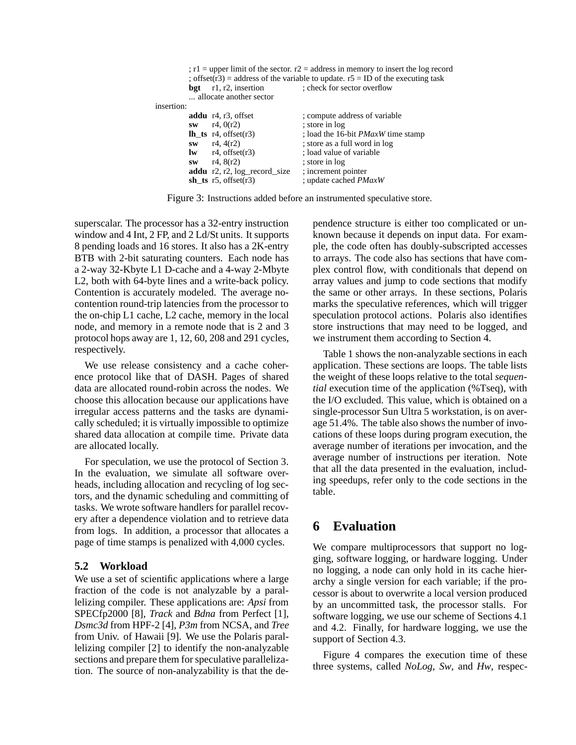```
        ; r1 = upper limit of the sector. r2 = address in memory to insert the log record
        ; offset(r3) = address of the variable to update. r5 = ID of the executing task
        bgt    r1, r2, insertion            ; check for sector overflow
        ... allocate another sector
insertion:
        addu   r4, r3, offset               ; compute address of variable
        sw     r4, 0(r2)                    ; store in log
        lh_ts  r4, offset(r3)               ; load the 16-bit PMaxW time stamp
        sw     r4, 4(r2)                    ; store as a full word in log
        lw     r4, offset(r3)               ; load value of variable
        sw     r4, 8(r2)                    ; store in log
        addu   r2, r2, log_record_size      ; increment pointer
        sh_ts  r5, offset(r3)               ; update cached PMaxW
```

Figure 3: Instructions added before an instrumented speculative store.

superscalar. The processor has a 32-entry instruction window and 4 Int, 2 FP, and 2 Ld/St units. It supports 8 pending loads and 16 stores. It also has a 2K-entry BTB with 2-bit saturating counters. Each node has a 2-way 32-Kbyte L1 D-cache and a 4-way 2-Mbyte L2, both with 64-byte lines and a write-back policy. Contention is accurately modeled. The average no-contention round-trip latencies from the processor to the on-chip L1 cache, L2 cache, memory in the local node, and memory in a remote node that is 2 and 3 protocol hops away are 1, 12, 60, 208 and 291 cycles, respectively.

We use release consistency and a cache coherence protocol like that of DASH. Pages of shared data are allocated round-robin across the nodes. We choose this allocation because our applications have irregular access patterns and the tasks are dynamically scheduled; it is virtually impossible to optimize shared data allocation at compile time. Private data are allocated locally.

For speculation, we use the protocol of Section 3. In the evaluation, we simulate all software overheads, including allocation and recycling of log sectors, and the dynamic scheduling and committing of tasks. We wrote software handlers for parallel recovery after a dependence violation and to retrieve data from logs. In addition, a processor that allocates a page of time stamps is penalized with 4,000 cycles.

### 5.2 Workload

We use a set of scientific applications where a large fraction of the code is not analyzable by a parallelizing compiler. These applications are: *Apsi* from SPECfp2000 [8], *Track* and *Bdna* from Perfect [1], *Dsmc3d* from HPF-2 [4], *P3m* from NCSA, and *Tree* from Univ. of Hawaii [9]. We use the Polaris parallelizing compiler [2] to identify the non-analyzable sections and prepare them for speculative parallelization. The source of non-analyzability is that the dependence structure is either too complicated or unknown because it depends on input data. For example, the code often has doubly-subscripted accesses to arrays. The code also has sections that have complex control flow, with conditionals that depend on array values and jump to code sections that modify the same or other arrays. In these sections, Polaris marks the speculative references, which will trigger speculation protocol actions. Polaris also identifies store instructions that may need to be logged, and we instrument them according to Section 4.

Table 1 shows the non-analyzable sections in each application. These sections are loops. The table lists the weight of these loops relative to the total *sequential* execution time of the application (%Tseq), with the I/O excluded. This value, which is obtained on a single-processor Sun Ultra 5 workstation, is on average 51.4%. The table also shows the number of invocations of these loops during program execution, the average number of iterations per invocation, and the average number of instructions per iteration. Note that all the data presented in the evaluation, including speedups, refer only to the code sections in the table.

## 6 Evaluation

We compare multiprocessors that support no logging, software logging, or hardware logging. Under no logging, a node can only hold in its cache hierarchy a single version for each variable; if the processor is about to overwrite a local version produced by an uncommitted task, the processor stalls. For software logging, we use our scheme of Sections 4.1 and 4.2. Finally, for hardware logging, we use the support of Section 4.3.

Figure 4 compares the execution time of these three systems, called *NoLog*, *Sw*, and *Hw*, respec-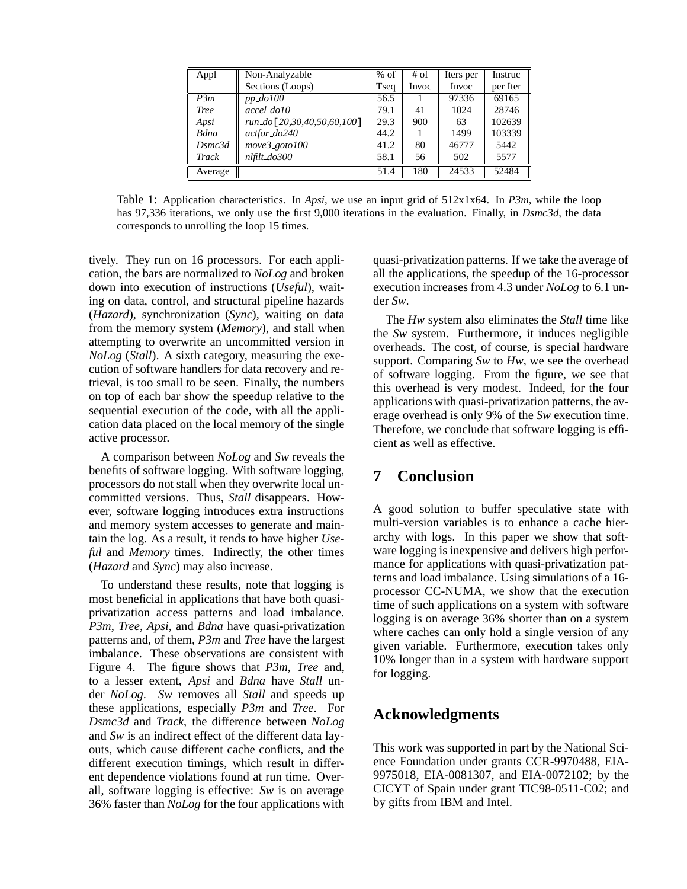| Appl | Non-Analyzable Sections (Loops) | % of Tseq | # of Invoc | Iters per Invoc | Instruc per Iter |
|---|---|---|---|---|---|
| *P3m* | *pp_do100* | 56.5 | 1 | 97336 | 69165 |
| *Tree* | *accel_do10* | 79.1 | 41 | 1024 | 28746 |
| *Apsi* | *run_do[20,30,40,50,60,100]* | 29.3 | 900 | 63 | 102639 |
| *Bdna* | *actfor_do240* | 44.2 | 1 | 1499 | 103339 |
| *Dsmc3d* | *move3_goto100* | 41.2 | 80 | 46777 | 5442 |
| *Track* | *nlfilt_do300* | 58.1 | 56 | 502 | 5577 |
| Average | | 51.4 | 180 | 24533 | 52484 |

Table 1: Application characteristics. In *Apsi*, we use an input grid of 512x1x64. In *P3m*, while the loop has 97,336 iterations, we only use the first 9,000 iterations in the evaluation. Finally, in *Dsmc3d*, the data corresponds to unrolling the loop 15 times.

tively. They run on 16 processors. For each application, the bars are normalized to *NoLog* and broken down into execution of instructions (*Useful*), waiting on data, control, and structural pipeline hazards (*Hazard*), synchronization (*Sync*), waiting on data from the memory system (*Memory*), and stall when attempting to overwrite an uncommitted version in *NoLog* (*Stall*). A sixth category, measuring the execution of software handlers for data recovery and retrieval, is too small to be seen. Finally, the numbers on top of each bar show the speedup relative to the sequential execution of the code, with all the application data placed on the local memory of the single active processor.

A comparison between *NoLog* and *Sw* reveals the benefits of software logging. With software logging, processors do not stall when they overwrite local uncommitted versions. Thus, *Stall* disappears. However, software logging introduces extra instructions and memory system accesses to generate and maintain the log. As a result, it tends to have higher *Useful* and *Memory* times. Indirectly, the other times (*Hazard* and *Sync*) may also increase.

To understand these results, note that logging is most beneficial in applications that have both quasi-privatization access patterns and load imbalance. *P3m*, *Tree*, *Apsi*, and *Bdna* have quasi-privatization patterns and, of them, *P3m* and *Tree* have the largest imbalance. These observations are consistent with Figure 4. The figure shows that *P3m*, *Tree* and, to a lesser extent, *Apsi* and *Bdna* have *Stall* under *NoLog*. *Sw* removes all *Stall* and speeds up these applications, especially *P3m* and *Tree*. For *Dsmc3d* and *Track*, the difference between *NoLog* and *Sw* is an indirect effect of the different data layouts, which cause different cache conflicts, and the different execution timings, which result in different dependence violations found at run time. Overall, software logging is effective: *Sw* is on average 36% faster than *NoLog* for the four applications with quasi-privatization patterns. If we take the average of all the applications, the speedup of the 16-processor execution increases from 4.3 under *NoLog* to 6.1 under *Sw*.

The *Hw* system also eliminates the *Stall* time like the *Sw* system. Furthermore, it induces negligible overheads. The cost, of course, is special hardware support. Comparing *Sw* to *Hw*, we see the overhead of software logging. From the figure, we see that this overhead is very modest. Indeed, for the four applications with quasi-privatization patterns, the average overhead is only 9% of the *Sw* execution time. Therefore, we conclude that software logging is efficient as well as effective.

# 7 Conclusion

A good solution to buffer speculative state with multi-version variables is to enhance a cache hierarchy with logs. In this paper we show that software logging is inexpensive and delivers high performance for applications with quasi-privatization patterns and load imbalance. Using simulations of a 16-processor CC-NUMA, we show that the execution time of such applications on a system with software logging is on average 36% shorter than on a system where caches can only hold a single version of any given variable. Furthermore, execution takes only 10% longer than in a system with hardware support for logging.

# Acknowledgments

This work was supported in part by the National Science Foundation under grants CCR-9970488, EIA-9975018, EIA-0081307, and EIA-0072102; by the CICYT of Spain under grant TIC98-0511-C02; and by gifts from IBM and Intel.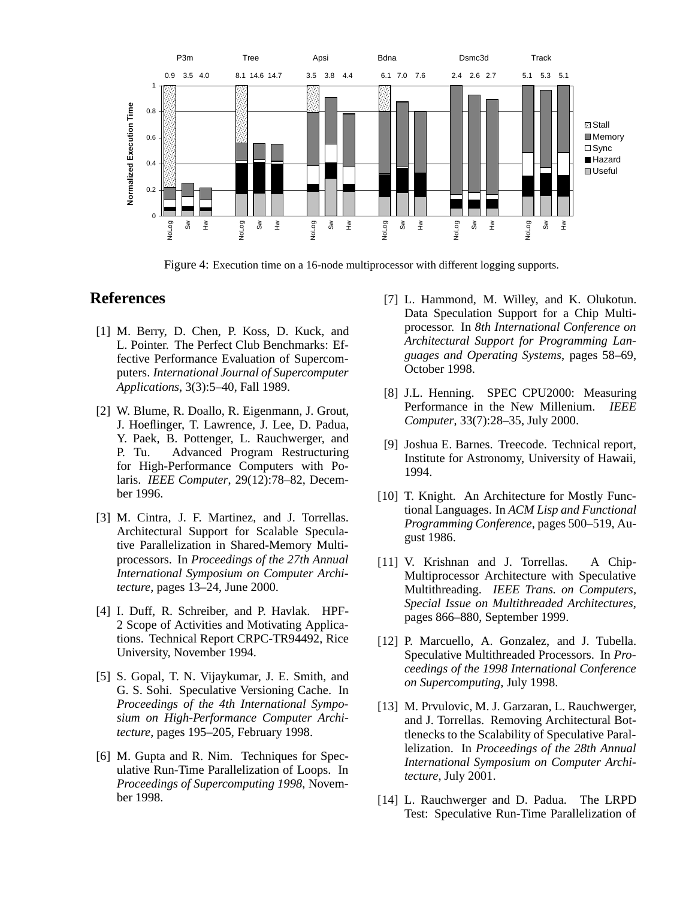Figure 4: Execution time on a 16-node multiprocessor with different logging supports.

## References

[1] M. Berry, D. Chen, P. Koss, D. Kuck, and L. Pointer. The Perfect Club Benchmarks: Effective Performance Evaluation of Supercomputers. *International Journal of Supercomputer Applications*, 3(3):5–40, Fall 1989.

[2] W. Blume, R. Doallo, R. Eigenmann, J. Grout, J. Hoeflinger, T. Lawrence, J. Lee, D. Padua, Y. Paek, B. Pottenger, L. Rauchwerger, and P. Tu. Advanced Program Restructuring for High-Performance Computers with Polaris. *IEEE Computer*, 29(12):78–82, December 1996.

[3] M. Cintra, J. F. Martinez, and J. Torrellas. Architectural Support for Scalable Speculative Parallelization in Shared-Memory Multiprocessors. In *Proceedings of the 27th Annual International Symposium on Computer Architecture*, pages 13–24, June 2000.

[4] I. Duff, R. Schreiber, and P. Havlak. HPF-2 Scope of Activities and Motivating Applications. Technical Report CRPC-TR94492, Rice University, November 1994.

[5] S. Gopal, T. N. Vijaykumar, J. E. Smith, and G. S. Sohi. Speculative Versioning Cache. In *Proceedings of the 4th International Symposium on High-Performance Computer Architecture*, pages 195–205, February 1998.

[6] M. Gupta and R. Nim. Techniques for Speculative Run-Time Parallelization of Loops. In *Proceedings of Supercomputing 1998*, November 1998.

[7] L. Hammond, M. Willey, and K. Olukotun. Data Speculation Support for a Chip Multiprocessor. In *8th International Conference on Architectural Support for Programming Languages and Operating Systems*, pages 58–69, October 1998.

[8] J.L. Henning. SPEC CPU2000: Measuring Performance in the New Millenium. *IEEE Computer*, 33(7):28–35, July 2000.

[9] Joshua E. Barnes. Treecode. Technical report, Institute for Astronomy, University of Hawaii, 1994.

[10] T. Knight. An Architecture for Mostly Functional Languages. In *ACM Lisp and Functional Programming Conference*, pages 500–519, August 1986.

[11] V. Krishnan and J. Torrellas. A Chip-Multiprocessor Architecture with Speculative Multithreading. *IEEE Trans. on Computers, Special Issue on Multithreaded Architectures*, pages 866–880, September 1999.

[12] P. Marcuello, A. Gonzalez, and J. Tubella. Speculative Multithreaded Processors. In *Proceedings of the 1998 International Conference on Supercomputing*, July 1998.

[13] M. Prvulovic, M. J. Garzaran, L. Rauchwerger, and J. Torrellas. Removing Architectural Bottlenecks to the Scalability of Speculative Parallelization. In *Proceedings of the 28th Annual International Symposium on Computer Architecture*, July 2001.

[14] L. Rauchwerger and D. Padua. The LRPD Test: Speculative Run-Time Parallelization of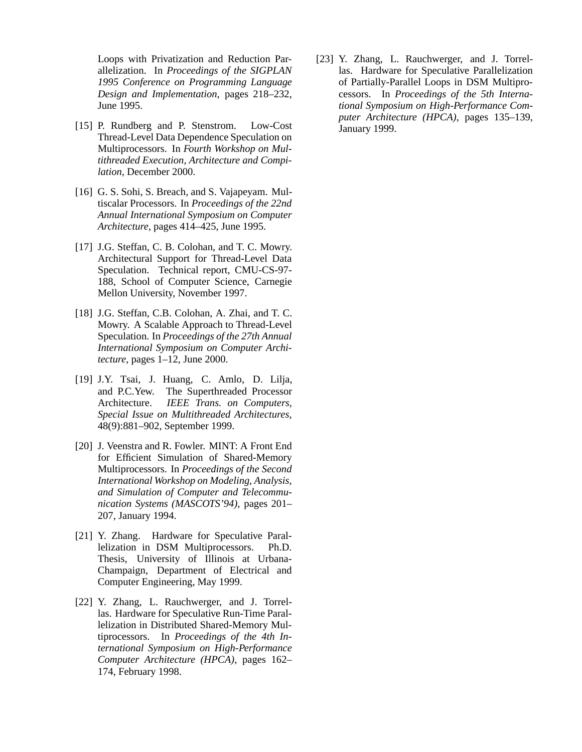Loops with Privatization and Reduction Parallelization. In *Proceedings of the SIGPLAN 1995 Conference on Programming Language Design and Implementation*, pages 218–232, June 1995.

[15] P. Rundberg and P. Stenstrom. Low-Cost Thread-Level Data Dependence Speculation on Multiprocessors. In *Fourth Workshop on Multithreaded Execution, Architecture and Compilation*, December 2000.

[16] G. S. Sohi, S. Breach, and S. Vajapeyam. Multiscalar Processors. In *Proceedings of the 22nd Annual International Symposium on Computer Architecture*, pages 414–425, June 1995.

[17] J.G. Steffan, C. B. Colohan, and T. C. Mowry. Architectural Support for Thread-Level Data Speculation. Technical report, CMU-CS-97-188, School of Computer Science, Carnegie Mellon University, November 1997.

[18] J.G. Steffan, C.B. Colohan, A. Zhai, and T. C. Mowry. A Scalable Approach to Thread-Level Speculation. In *Proceedings of the 27th Annual International Symposium on Computer Architecture*, pages 1–12, June 2000.

[19] J.Y. Tsai, J. Huang, C. Amlo, D. Lilja, and P.C.Yew. The Superthreaded Processor Architecture. *IEEE Trans. on Computers, Special Issue on Multithreaded Architectures*, 48(9):881–902, September 1999.

[20] J. Veenstra and R. Fowler. MINT: A Front End for Efficient Simulation of Shared-Memory Multiprocessors. In *Proceedings of the Second International Workshop on Modeling, Analysis, and Simulation of Computer and Telecommunication Systems (MASCOTS'94)*, pages 201–207, January 1994.

[21] Y. Zhang. Hardware for Speculative Parallelization in DSM Multiprocessors. Ph.D. Thesis, University of Illinois at Urbana-Champaign, Department of Electrical and Computer Engineering, May 1999.

[22] Y. Zhang, L. Rauchwerger, and J. Torrellas. Hardware for Speculative Run-Time Parallelization in Distributed Shared-Memory Multiprocessors. In *Proceedings of the 4th International Symposium on High-Performance Computer Architecture (HPCA)*, pages 162–174, February 1998.

[23] Y. Zhang, L. Rauchwerger, and J. Torrellas. Hardware for Speculative Parallelization of Partially-Parallel Loops in DSM Multiprocessors. In *Proceedings of the 5th International Symposium on High-Performance Computer Architecture (HPCA)*, pages 135–139, January 1999.